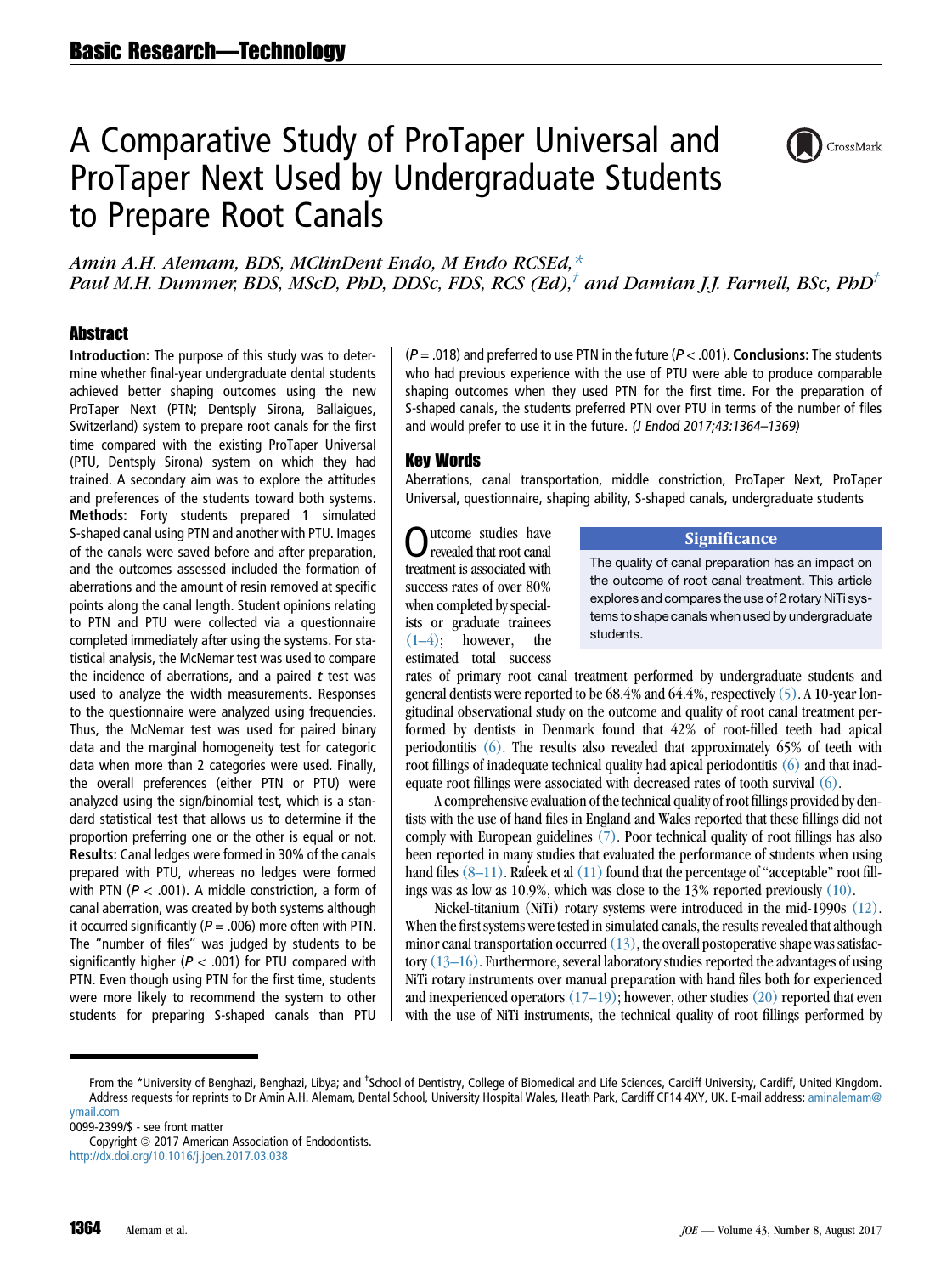Basic Research—Technology

# A Comparative Study of ProTaper Universal and ProTaper Next Used by Undergraduate Students to Prepare Root Canals

*Amin A.H. Alemam, BDS, MClinDent Endo, M Endo RCSEd,[*] Paul M.H. Dummer, BDS, MScD, PhD, DDSc, FDS, RCS (Ed),[†] and Damian J.J. Farnell, BSc, PhD[†]*

## Abstract

**Introduction:** The purpose of this study was to determine whether final-year undergraduate dental students achieved better shaping outcomes using the new ProTaper Next (PTN; Dentsply Sirona, Ballaigues, Switzerland) system to prepare root canals for the first time compared with the existing ProTaper Universal (PTU, Dentsply Sirona) system on which they had trained. A secondary aim was to explore the attitudes and preferences of the students toward both systems. **Methods:** Forty students prepared 1 simulated S-shaped canal using PTN and another with PTU. Images of the canals were saved before and after preparation, and the outcomes assessed included the formation of aberrations and the amount of resin removed at specific points along the canal length. Student opinions relating to PTN and PTU were collected via a questionnaire completed immediately after using the systems. For statistical analysis, the McNemar test was used to compare the incidence of aberrations, and a paired *t* test was used to analyze the width measurements. Responses to the questionnaire were analyzed using frequencies. Thus, the McNemar test was used for paired binary data and the marginal homogeneity test for categoric data when more than 2 categories were available. Finally, the overall preferences (either PTN or PTU) were analyzed using the sign/binomial test, which is a standard statistical test that allows us to determine if the proportion preferring one or the other is equal or not. **Results:** Canal ledges were formed in 30% of the canals prepared with PTU, whereas no ledges were formed with PTN ($P < .001$). A middle constriction, a form of canal aberration, was created by both systems although it occurred significantly ($P = .006$) more often with PTN. The "number of files" was judged by students to be significantly higher ($P < .001$) for PTU compared with PTN. Even though using PTN for the first time, students were more likely to recommend the system to other students for preparing S-shaped canals than PTU ($P = .018$) and preferred to use PTN in the future ($P < .001$). **Conclusions:** The students who had previous experience with the use of PTU were able to produce comparable shaping outcomes when they used PTN for the first time. For the preparation of S-shaped canals, the students preferred PTN over PTU in terms of the number of files and would prefer to use it in the future. *(J Endod 2017;43:1364–1369)*

## Key Words

Aberrations, canal transportation, middle constriction, ProTaper Next, ProTaper Universal, questionnaire, shaping ability, S-shaped canals, undergraduate students

### Significance

The quality of canal preparation has an impact on the outcome of root canal treatment. This article explores and compares the use of 2 rotary NiTi systems to shape canals when used by undergraduate students.

Outcome studies have revealed that root canal treatment is associated with success rates of over 80% when completed by specialists or graduate trainees (1–4); however, the estimated total success rates of primary root canal treatment performed by undergraduate students and general dentists were reported to be 68.4% and 64.4%, respectively (5). A 10-year longitudinal observational study on the outcome and quality of root canal treatment performed by dentists in Denmark found that 42% of root-filled teeth had apical periodontitis (6). The results also revealed that approximately 65% of teeth with root fillings of inadequate technical quality had apical periodontitis (6) and that inadequate root fillings were associated with decreased rates of tooth survival (6).

A comprehensive evaluation of the technical quality of root fillings provided by dentists with the use of hand files in England and Wales reported that these fillings did not comply with European guidelines (7). Poor technical quality of root fillings has also been reported in many studies that evaluated the performance of students when using hand files (8–11). Rafeek et al (11) found that the percentage of "acceptable" root fillings was as low as 10.9%, which was close to the 13% reported previously (10).

Nickel-titanium (NiTi) rotary systems were introduced in the mid-1990s (12). When the first systems were tested in simulated canals, the results revealed that although minor canal transportation occurred (13), the overall postoperative shape was satisfactory (13–16). Furthermore, several laboratory studies reported the advantages of using NiTi rotary instruments over manual preparation with hand files both for experienced and inexperienced operators (17–19); however, other studies (20) reported that even with the use of NiTi instruments, the technical quality of root fillings performed by

---

From the [*]University of Benghazi, Benghazi, Libya; and [†]School of Dentistry, College of Biomedical and Life Sciences, Cardiff University, Cardiff, United Kingdom.

Address requests for reprints to Dr Amin A.H. Alemam, Dental School, University Hospital Wales, Heath Park, Cardiff CF14 4XY, UK. E-mail address: aminalemam@ymail.com

0099-2399/$ - see front matter

Copyright © 2017 American Association of Endodontists.

http://dx.doi.org/10.1016/j.joen.2017.03.038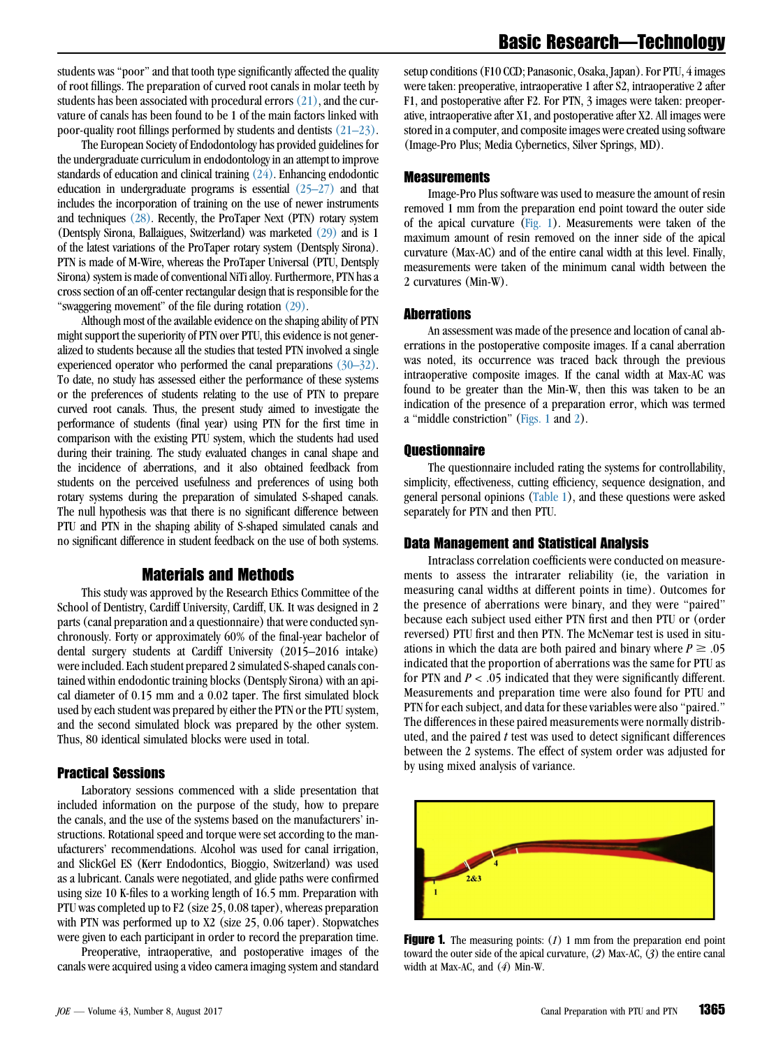students was "poor" and that tooth type significantly affected the quality of root fillings. The preparation of curved root canals in molar teeth by students has been associated with procedural errors (21), and the curvature of canals has been found to be 1 of the main factors linked with poor-quality root fillings performed by students and dentists (21–23).

The European Society of Endodontology has provided guidelines for the undergraduate curriculum in endodontology in an attempt to improve standards of education and clinical training (24). Enhancing endodontic education in undergraduate programs is essential (25–27) and that includes the incorporation of training on the use of newer instruments and techniques (28). Recently, the ProTaper Next (PTN) rotary system (Dentsply Sirona, Ballaigues, Switzerland) was marketed (29) and is 1 of the latest variations of the ProTaper rotary system (Dentsply Sirona). PTN is made of M-Wire, whereas the ProTaper Universal (PTU, Dentsply Sirona) system is made of conventional NiTi alloy. Furthermore, PTN has a cross section of an off-center rectangular design that is responsible for the "swaggering movement" of the file during rotation (29).

Although most of the available evidence on the shaping ability of PTN might support the superiority of PTN over PTU, this evidence is not generalized to students because all the studies that tested PTN involved a single experienced operator who performed the canal preparations (30–32). To date, no study has assessed either the performance of these systems or the preferences of students relating to the use of PTN to prepare curved root canals. Thus, the present study aimed to investigate the performance of students (final year) using PTN for the first time in comparison with the existing PTU system, which the students had used during their training. The study evaluated changes in canal shape and the incidence of aberrations, and it also obtained feedback from students on the perceived usefulness and preferences of using both rotary systems during the preparation of simulated S-shaped canals. The null hypothesis was that there is no significant difference between PTU and PTN in the shaping ability of S-shaped simulated canals and no significant difference in student feedback on the use of both systems.

## Materials and Methods

This study was approved by the Research Ethics Committee of the School of Dentistry, Cardiff University, Cardiff, UK. It was designed in 2 parts (canal preparation and a questionnaire) that were conducted synchronously. Forty or approximately 60% of the final-year bachelor of dental surgery students at Cardiff University (2015–2016 intake) were included. Each student prepared 2 simulated S-shaped canals contained within endodontic training blocks (Dentsply Sirona) with an apical diameter of 0.15 mm and a 0.02 taper. The first simulated block used by each student was prepared by either the PTN or the PTU system, and the second simulated block was prepared by the other system. Thus, 80 identical simulated blocks were used in total.

### Practical Sessions

Laboratory sessions commenced with a slide presentation that included information on the purpose of the study, how to prepare the canals, and the use of the systems based on the manufacturers' instructions. Rotational speed and torque were set according to the manufacturers' recommendations. Alcohol was used for canal irrigation, and SlickGel ES (Kerr Endodontics, Bioggio, Switzerland) was used as a lubricant. Canals were negotiated, and glide paths were confirmed using size 10 K-files to a working length of 16.5 mm. Preparation with PTU was completed up to F2 (size 25, 0.08 taper), whereas preparation with PTN was performed up to X2 (size 25, 0.06 taper). Stopwatches were given to each participant in order to record the preparation time.

Preoperative, intraoperative, and postoperative images of the canals were acquired using a video camera imaging system and standard setup conditions (F10 CCD; Panasonic, Osaka, Japan). For PTU, 4 images were taken: preoperative, intraoperative 1 after S2, intraoperative 2 after F1, and postoperative after F2. For PTN, 3 images were taken: preoperative, intraoperative after X1, and postoperative after X2. All images were stored in a computer, and composite images were created using software (Image-Pro Plus; Media Cybernetics, Silver Springs, MD).

### Measurements

Image-Pro Plus software was used to measure the amount of resin removed 1 mm from the preparation end point toward the outer side of the apical curvature (Fig. 1). Measurements were taken of the maximum amount of resin removed on the inner side of the apical curvature (Max-AC) and of the entire canal width at this level. Finally, measurements were taken of the minimum canal width between the 2 curvatures (Min-W).

### Aberrations

An assessment was made of the presence and location of canal aberrations in the postoperative composite images. If a canal aberration was noted, its occurrence was traced back through the previous intraoperative composite images. If the canal width at Max-AC was found to be greater than the Min-W, then this was taken to be an indication of the presence of a preparation error, which was termed a "middle constriction" (Figs. 1 and 2).

### Questionnaire

The questionnaire included rating the systems for controllability, simplicity, effectiveness, cutting efficiency, sequence designation, and general personal opinions (Table 1), and these questions were asked separately for PTN and then PTU.

### Data Management and Statistical Analysis

Intraclass correlation coefficients were conducted on measurements to assess the intrarater reliability (ie, the variation in measuring canal widths at different points in time). Outcomes for the presence of aberrations were binary, and they were "paired" because each subject used either PTN first and then PTU or (order reversed) PTU first and then PTN. The McNemar test is used in situations in which the data are both paired and binary where $P \geq .05$ indicated that the proportion of aberrations was the same for PTU as for PTN and $P < .05$ indicated that they were significantly different. Measurements and preparation time were also found for PTU and PTN for each subject, and data for these variables were also "paired." The differences in these paired measurements were normally distributed, and the paired $t$ test was used to detect significant differences between the 2 systems. The effect of system order was adjusted for by using mixed analysis of variance.

**Figure 1.** The measuring points: (*1*) 1 mm from the preparation end point toward the outer side of the apical curvature, (*2*) Max-AC, (*3*) the entire canal width at Max-AC, and (*4*) Min-W.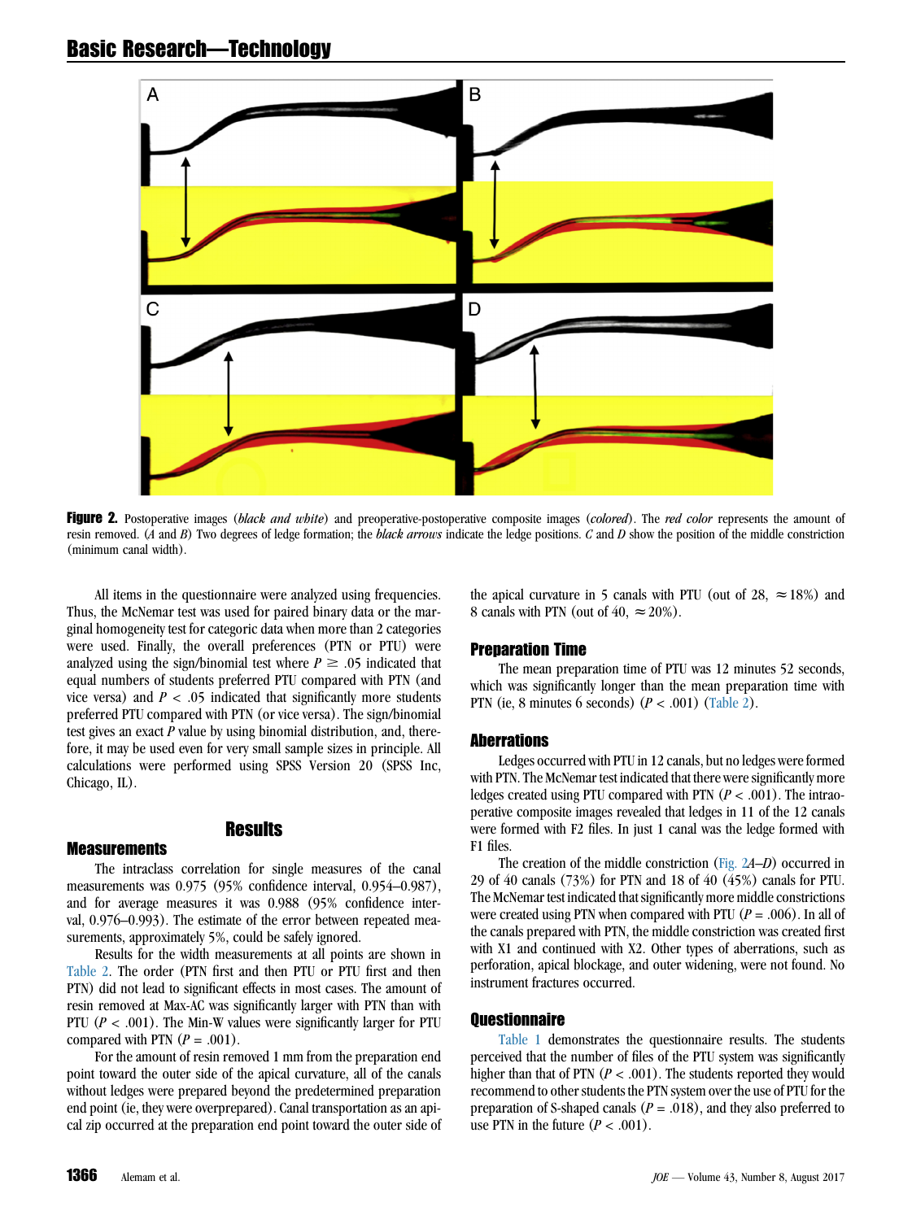**Figure 2.** Postoperative images (*black and white*) and preoperative-postoperative composite images (*colored*). The *red color* represents the amount of resin removed. (*A* and *B*) Two degrees of ledge formation; the *black arrows* indicate the ledge positions. *C* and *D* show the position of the middle constriction (minimum canal width).

All items in the questionnaire were analyzed using frequencies. Thus, the McNemar test was used for paired binary data or the marginal homogeneity test for categoric data when more than 2 categories were used. Finally, the overall preferences (PTN or PTU) were analyzed using the sign/binomial test where $P \geq .05$ indicated that equal numbers of students preferred PTU compared with PTN (and vice versa) and $P < .05$ indicated that significantly more students preferred PTU compared with PTN (or vice versa). The sign/binomial test gives an exact *P* value by using binomial distribution, and, therefore, it may be used even for very small sample sizes in principle. All calculations were performed using SPSS Version 20 (SPSS Inc, Chicago, IL).

## Results

### Measurements

The intraclass correlation for single measures of the canal measurements was 0.975 (95% confidence interval, 0.954–0.987), and for average measures it was 0.988 (95% confidence interval, 0.976–0.993). The estimate of the error between repeated measurements, approximately 5%, could be safely ignored.

Results for the width measurements at all points are shown in Table 2. The order (PTN first and then PTU or PTU first and then PTN) did not lead to significant effects in most cases. The amount of resin removed at Max-AC was significantly larger with PTN than with PTU ($P < .001$). The Min-W values were significantly larger for PTU compared with PTN ($P = .001$).

For the amount of resin removed 1 mm from the preparation end point toward the outer side of the apical curvature, all of the canals without ledges were prepared beyond the predetermined preparation end point (ie, they were overprepared). Canal transportation as an apical zip occurred at the preparation end point toward the outer side of the apical curvature in 5 canals with PTU (out of 28, ≈18%) and 8 canals with PTN (out of 40, ≈20%).

### Preparation Time

The mean preparation time of PTU was 12 minutes 52 seconds, which was significantly longer than the mean preparation time with PTN (ie, 8 minutes 6 seconds) ($P < .001$) (Table 2).

### Aberrations

Ledges occurred with PTU in 12 canals, but no ledges were formed with PTN. The McNemar test indicated that there were significantly more ledges created using PTU compared with PTN ($P < .001$). The intraoperative composite images revealed that ledges in 11 of the 12 canals were formed with F2 files. In just 1 canal was the ledge formed with F1 files.

The creation of the middle constriction (Fig. 2*A–D*) occurred in 29 of 40 canals (73%) for PTN and 18 of 40 (45%) canals for PTU. The McNemar test indicated that significantly more middle constrictions were created using PTN when compared with PTU ($P = .006$). In all of the canals prepared with PTN, the middle constriction was created first with X1 and continued with X2. Other types of aberrations, such as perforation, apical blockage, and outer widening, were not found. No instrument fractures occurred.

### Questionnaire

Table 1 demonstrates the questionnaire results. The students perceived that the number of files of the PTU system was significantly higher than that of PTN ($P < .001$). The students reported they would recommend to other students the PTN system over the use of PTU for the preparation of S-shaped canals ($P = .018$), and they also preferred to use PTN in the future ($P < .001$).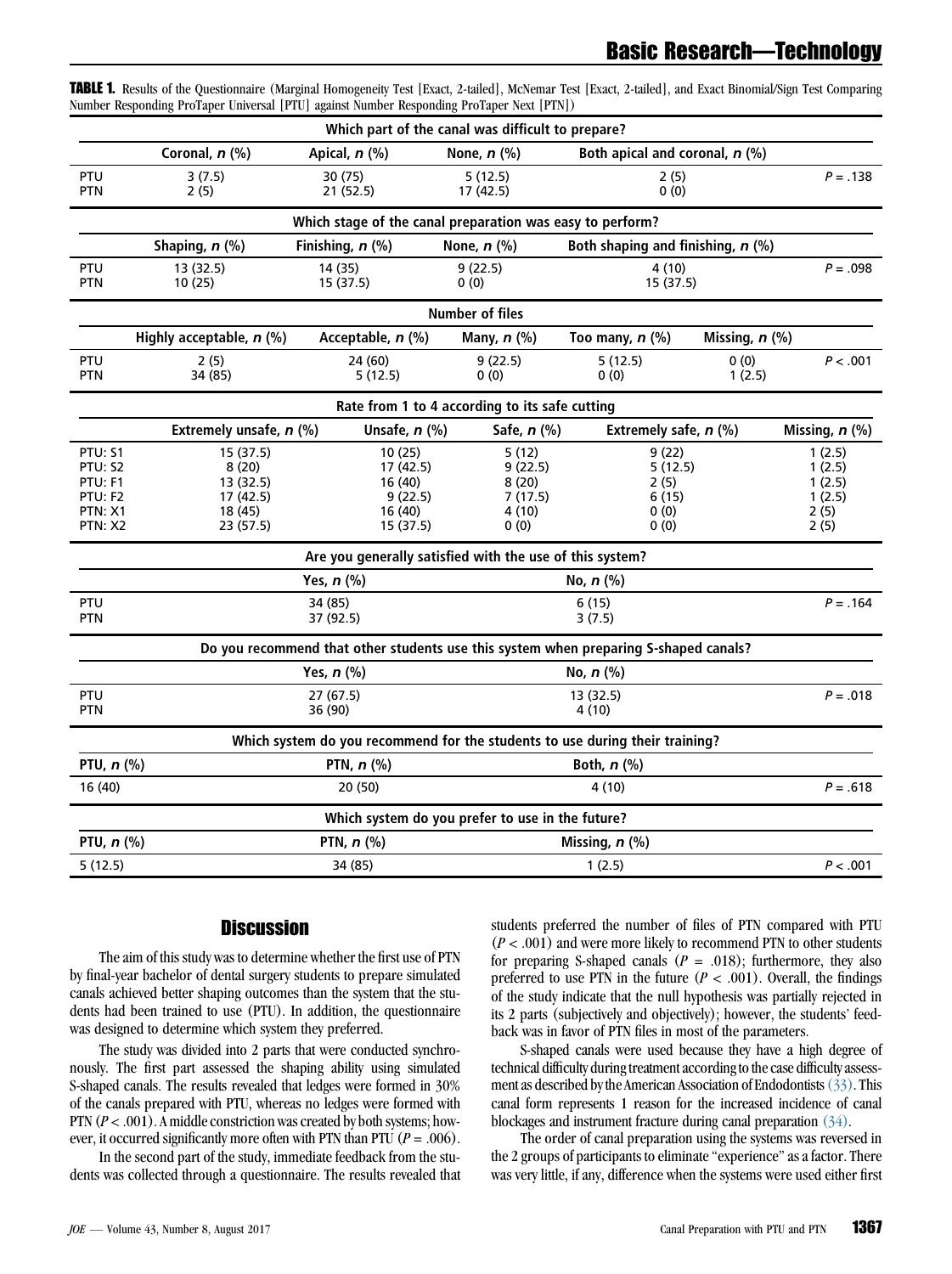**TABLE 1.** Results of the Questionnaire (Marginal Homogeneity Test [Exact, 2-tailed], McNemar Test [Exact, 2-tailed], and Exact Binomial/Sign Test Comparing Number Responding ProTaper Universal [PTU] against Number Responding ProTaper Next [PTN])

| | | | | | | |
|---|---|---|---|---|---|---|
| **Which part of the canal was difficult to prepare?** | | | | | | |
| | **Coronal, *n* (%)** | **Apical, *n* (%)** | **None, *n* (%)** | **Both apical and coronal, *n* (%)** | | |
| PTU | 3 (7.5) | 30 (75) | 5 (12.5) | 2 (5) | | *P* = .138 |
| PTN | 2 (5) | 21 (52.5) | 17 (42.5) | 0 (0) | | |
| **Which stage of the canal preparation was easy to perform?** | | | | | | |
| | **Shaping, *n* (%)** | **Finishing, *n* (%)** | **None, *n* (%)** | **Both shaping and finishing, *n* (%)** | | |
| PTU | 13 (32.5) | 14 (35) | 9 (22.5) | 4 (10) | | *P* = .098 |
| PTN | 10 (25) | 15 (37.5) | 0 (0) | 15 (37.5) | | |
| **Number of files** | | | | | | |
| | **Highly acceptable, *n* (%)** | **Acceptable, *n* (%)** | **Many, *n* (%)** | **Too many, *n* (%)** | **Missing, *n* (%)** | |
| PTU | 2 (5) | 24 (60) | 9 (22.5) | 5 (12.5) | 0 (0) | *P* < .001 |
| PTN | 34 (85) | 5 (12.5) | 0 (0) | 0 (0) | 1 (2.5) | |
| **Rate from 1 to 4 according to its safe cutting** | | | | | | |
| | **Extremely unsafe, *n* (%)** | **Unsafe, *n* (%)** | **Safe, *n* (%)** | **Extremely safe, *n* (%)** | | **Missing, *n* (%)** |
| PTU: S1 | 15 (37.5) | 10 (25) | 5 (12) | 9 (22) | | 1 (2.5) |
| PTU: S2 | 8 (20) | 17 (42.5) | 9 (22.5) | 5 (12.5) | | 1 (2.5) |
| PTU: F1 | 13 (32.5) | 16 (40) | 8 (20) | 2 (5) | | 1 (2.5) |
| PTU: F2 | 17 (42.5) | 9 (22.5) | 7 (17.5) | 6 (15) | | 1 (2.5) |
| PTN: X1 | 18 (45) | 16 (40) | 4 (10) | 0 (0) | | 2 (5) |
| PTN: X2 | 23 (57.5) | 15 (37.5) | 0 (0) | 0 (0) | | 2 (5) |
| **Are you generally satisfied with the use of this system?** | | | | | | |
| | **Yes, *n* (%)** | | **No, *n* (%)** | | | |
| PTU | 34 (85) | | 6 (15) | | | *P* = .164 |
| PTN | 37 (92.5) | | 3 (7.5) | | | |
| **Do you recommend that other students use this system when preparing S-shaped canals?** | | | | | | |
| | **Yes, *n* (%)** | | **No, *n* (%)** | | | |
| PTU | 27 (67.5) | | 13 (32.5) | | | *P* = .018 |
| PTN | 36 (90) | | 4 (10) | | | |
| **Which system do you recommend for the students to use during their training?** | | | | | | |
| **PTU, *n* (%)** | **PTN, *n* (%)** | | **Both, *n* (%)** | | | |
| 16 (40) | 20 (50) | | 4 (10) | | | *P* = .618 |
| **Which system do you prefer to use in the future?** | | | | | | |
| **PTU, *n* (%)** | **PTN, *n* (%)** | | **Missing, *n* (%)** | | | |
| 5 (12.5) | 34 (85) | | 1 (2.5) | | | *P* < .001 |

## Discussion

The aim of this study was to determine whether the first use of PTN by final-year bachelor of dental surgery students to prepare simulated canals achieved better shaping outcomes than the system that the students had been trained to use (PTU). In addition, the questionnaire was designed to determine which system they preferred.

The study was divided into 2 parts that were conducted synchronously. The first part assessed the shaping ability using simulated S-shaped canals. The results revealed that ledges were formed in 30% of the canals prepared with PTU, whereas no ledges were formed with PTN ($P < .001$). A middle constriction was created by both systems; however, it occurred significantly more often with PTN than PTU ($P = .006$).

In the second part of the study, immediate feedback from the students was collected through a questionnaire. The results revealed that students preferred the number of files of PTN compared with PTU ($P < .001$) and were more likely to recommend PTN to other students for preparing S-shaped canals ($P = .018$); furthermore, they also preferred to use PTN in the future ($P < .001$). Overall, the findings of the study indicate that the null hypothesis was partially rejected in its 2 parts (subjectively and objectively); however, the students' feedback was in favor of PTN files in most of the parameters.

S-shaped canals were used because they have a high degree of technical difficulty during treatment according to the case difficulty assessment as described by the American Association of Endodontists (33). This canal form represents 1 reason for the increased incidence of canal blockages and instrument fracture during canal preparation (34).

The order of canal preparation using the systems was reversed in the 2 groups of participants to eliminate "experience" as a factor. There was very little, if any, difference when the systems were used either first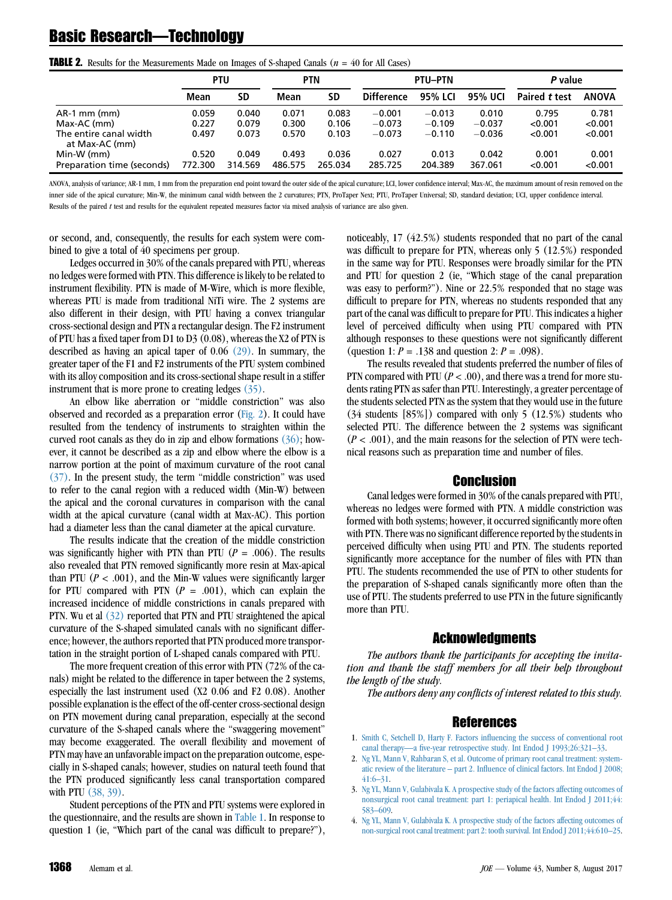**TABLE 2.** Results for the Measurements Made on Images of S-shaped Canals ($n$ = 40 for All Cases)

| | PTU | | PTN | | PTU–PTN | | | *P* value | |
|---|---|---|---|---|---|---|---|---|---|
| | Mean | SD | Mean | SD | Difference | 95% LCI | 95% UCI | Paired *t* test | ANOVA |
| AR-1 mm (mm) | 0.059 | 0.040 | 0.071 | 0.083 | −0.001 | −0.013 | 0.010 | 0.795 | 0.781 |
| Max-AC (mm) | 0.227 | 0.079 | 0.300 | 0.106 | −0.073 | −0.109 | −0.037 | <0.001 | <0.001 |
| The entire canal width at Max-AC (mm) | 0.497 | 0.073 | 0.570 | 0.103 | −0.073 | −0.110 | −0.036 | <0.001 | <0.001 |
| Min-W (mm) | 0.520 | 0.049 | 0.493 | 0.036 | 0.027 | 0.013 | 0.042 | 0.001 | 0.001 |
| Preparation time (seconds) | 772.300 | 314.569 | 486.575 | 265.034 | 285.725 | 204.389 | 367.061 | <0.001 | <0.001 |

ANOVA, analysis of variance; AR-1 mm, 1 mm from the preparation end point toward the outer side of the apical curvature; LCI, lower confidence interval; Max-AC, the maximum amount of resin removed on the inner side of the apical curvature; Min-W, the minimum canal width between the 2 curvatures; PTN, ProTaper Next; PTU, ProTaper Universal; SD, standard deviation; UCI, upper confidence interval. Results of the paired *t* test and results for the equivalent repeated measures factor via mixed analysis of variance are also given.

or second, and, consequently, the results for each system were combined to give a total of 40 specimens per group.

Ledges occurred in 30% of the canals prepared with PTU, whereas no ledges were formed with PTN. This difference is likely to be related to instrument flexibility. PTN is made of M-Wire, which is more flexible, whereas PTU is made from traditional NiTi wire. The 2 systems are also different in their design, with PTU having a convex triangular cross-sectional design and PTN a rectangular design. The F2 instrument of PTU has a fixed taper from D1 to D3 (0.08), whereas the X2 of PTN is described as having an apical taper of 0.06 (29). In summary, the greater taper of the F1 and F2 instruments of the PTU system combined with its alloy composition and its cross-sectional shape result in a stiffer instrument that is more prone to creating ledges (35).

An elbow like aberration or "middle constriction" was also observed and recorded as a preparation error (Fig. 2). It could have resulted from the tendency of instruments to straighten within the curved root canals as they do in zip and elbow formations (36); however, it cannot be described as a zip and elbow where the elbow is a narrow portion at the point of maximum curvature of the root canal (37). In the present study, the term "middle constriction" was used to refer to the canal region with a reduced width (Min-W) between the apical and the coronal curvatures in comparison with the canal width at the apical curvature (canal width at Max-AC). This portion had a diameter less than the canal diameter at the apical curvature.

The results indicate that the creation of the middle constriction was significantly higher with PTN than PTU ($P$ = .006). The results also revealed that PTN removed significantly more resin at Max-apical than PTU ($P$ < .001), and the Min-W values were significantly larger for PTU compared with PTN ($P$ = .001), which can explain the increased incidence of middle constrictions in canals prepared with PTN. Wu et al (32) reported that PTN and PTU straightened the apical curvature of the S-shaped simulated canals with no significant difference; however, the authors reported that PTN produced more transportation in the straight portion of L-shaped canals compared with PTU.

The more frequent creation of this error with PTN (72% of the canals) might be related to the difference in taper between the 2 systems, especially the last instrument used (X2 0.06 and F2 0.08). Another possible explanation is the effect of the off-center cross-sectional design on PTN movement during canal preparation, especially at the second curvature of the S-shaped canals where the "swaggering movement" may become exaggerated. The overall flexibility and movement of PTN may have an unfavorable impact on the preparation outcome, especially in S-shaped canals; however, studies on natural teeth found that the PTN produced significantly less canal transportation compared with PTU (38, 39).

Student perceptions of the PTN and PTU systems were explored in the questionnaire, and the results are shown in Table 1. In response to question 1 (ie, "Which part of the canal was difficult to prepare?"), noticeably, 17 (42.5%) students responded that no part of the canal was difficult to prepare for PTN, whereas only 5 (12.5%) responded in the same way for PTU. Responses were broadly similar for the PTN and PTU for question 2 (ie, "Which stage of the canal preparation was easy to perform?"). Nine or 22.5% responded that no stage was difficult to prepare for PTN, whereas no students responded that any part of the canal was difficult to prepare for PTU. This indicates a higher level of perceived difficulty when using PTU compared with PTN although responses to these questions were not significantly different (question 1: $P$ = .138 and question 2: $P$ = .098).

The results revealed that students preferred the number of files of PTN compared with PTU ($P$ < .00), and there was a trend for more students rating PTN as safer than PTU. Interestingly, a greater percentage of the students selected PTN as the system that they would use in the future (34 students [85%]) compared with only 5 (12.5%) students who selected PTU. The difference between the 2 systems was significant ($P$ < .001), and the main reasons for the selection of PTN were technical reasons such as preparation time and number of files.

## Conclusion

Canal ledges were formed in 30% of the canals prepared with PTU, whereas no ledges were formed with PTN. A middle constriction was formed with both systems; however, it occurred significantly more often with PTN. There was no significant difference reported by the students in perceived difficulty when using PTU and PTN. The students reported significantly more acceptance for the number of files with PTN than PTU. The students recommended the use of PTN to other students for the preparation of S-shaped canals significantly more often than the use of PTU. The students preferred to use PTN in the future significantly more than PTU.

## Acknowledgments

*The authors thank the participants for accepting the invitation and thank the staff members for all their help throughout the length of the study.*

*The authors deny any conflicts of interest related to this study.*

## References

1. Smith C, Setchell D, Harty F. Factors influencing the success of conventional root canal therapy—a five-year retrospective study. Int Endod J 1993;26:321–33.
2. Ng YL, Mann V, Rahbaran S, et al. Outcome of primary root canal treatment: systematic review of the literature – part 2. Influence of clinical factors. Int Endod J 2008; 41:6–31.
3. Ng YL, Mann V, Gulabivala K. A prospective study of the factors affecting outcomes of nonsurgical root canal treatment: part 1: periapical health. Int Endod J 2011;44: 583–609.
4. Ng YL, Mann V, Gulabivala K. A prospective study of the factors affecting outcomes of non-surgical root canal treatment: part 2: tooth survival. Int Endod J 2011;44:610–25.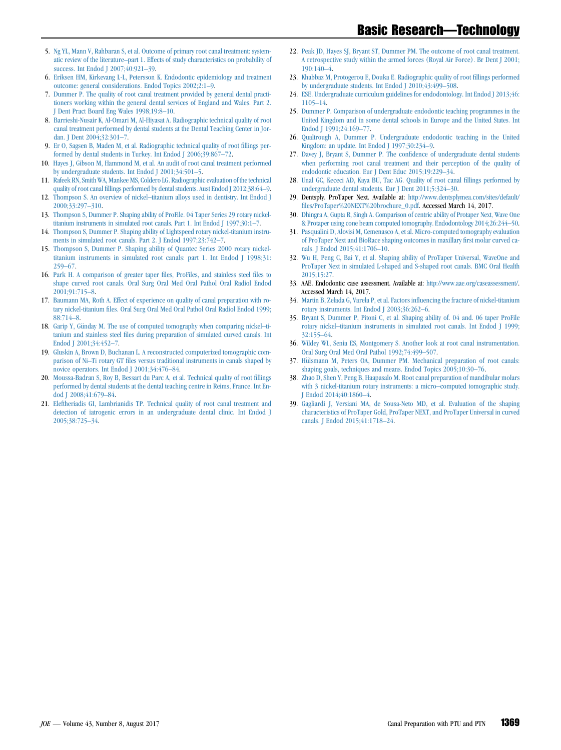5. Ng YL, Mann V, Rahbaran S, et al. Outcome of primary root canal treatment: systematic review of the literature–part 1. Effects of study characteristics on probability of success. Int Endod J 2007;40:921–39.
6. Eriksen HM, Kirkevang L-L, Petersson K. Endodontic epidemiology and treatment outcome: general considerations. Endod Topics 2002;2:1–9.
7. Dummer P. The quality of root canal treatment provided by general dental practitioners working within the general dental services of England and Wales. Part 2. J Dent Pract Board Eng Wales 1998;19:8–10.
8. Barrieshi-Nusair K, Al-Omari M, Al-Hiyasat A. Radiographic technical quality of root canal treatment performed by dental students at the Dental Teaching Center in Jordan. J Dent 2004;32:301–7.
9. Er O, Sagsen B, Maden M, et al. Radiographic technical quality of root fillings performed by dental students in Turkey. Int Endod J 2006;39:867–72.
10. Hayes J, Gibson M, Hammond M, et al. An audit of root canal treatment performed by undergraduate students. Int Endod J 2001;34:501–5.
11. Rafeek RN, Smith WA, Mankee MS, Coldero LG. Radiographic evaluation of the technical quality of root canal fillings performed by dental students. Aust Endod J 2012;38:64–9.
12. Thompson S. An overview of nickel–titanium alloys used in dentistry. Int Endod J 2000;33:297–310.
13. Thompson S, Dummer P. Shaping ability of ProFile. 04 Taper Series 29 rotary nickel-titanium instruments in simulated root canals. Part 1. Int Endod J 1997;30:1–7.
14. Thompson S, Dummer P. Shaping ability of Lightspeed rotary nickel-titanium instruments in simulated root canals. Part 2. J Endod 1997;23:742–7.
15. Thompson S, Dummer P. Shaping ability of Quantec Series 2000 rotary nickel-titanium instruments in simulated root canals: part 1. Int Endod J 1998;31:259–67.
16. Park H. A comparison of greater taper files, ProFiles, and stainless steel files to shape curved root canals. Oral Surg Oral Med Oral Pathol Oral Radiol Endod 2001;91:715–8.
17. Baumann MA, Roth A. Effect of experience on quality of canal preparation with rotary nickel-titanium files. Oral Surg Oral Med Oral Pathol Oral Radiol Endod 1999;88:714–8.
18. Garip Y, Günday M. The use of computed tomography when comparing nickel–titanium and stainless steel files during preparation of simulated curved canals. Int Endod J 2001;34:452–7.
19. Gluskin A, Brown D, Buchanan L. A reconstructed computerized tomographic comparison of Ni–Ti rotary GT files versus traditional instruments in canals shaped by novice operators. Int Endod J 2001;34:476–84.
20. Moussa-Badran S, Roy B, Bessart du Parc A, et al. Technical quality of root fillings performed by dental students at the dental teaching centre in Reims, France. Int Endod J 2008;41:679–84.
21. Eleftheriadis GI, Lambrianidis TP. Technical quality of root canal treatment and detection of iatrogenic errors in an undergraduate dental clinic. Int Endod J 2005;38:725–34.
22. Peak JD, Hayes SJ, Bryant ST, Dummer PM. The outcome of root canal treatment. A retrospective study within the armed forces (Royal Air Force). Br Dent J 2001;190:140–4.
23. Khabbaz M, Protogerou E, Douka E. Radiographic quality of root fillings performed by undergraduate students. Int Endod J 2010;43:499–508.
24. ESE. Undergraduate curriculum guidelines for endodontology. Int Endod J 2013;46:1105–14.
25. Dummer P. Comparison of undergraduate endodontic teaching programmes in the United Kingdom and in some dental schools in Europe and the United States. Int Endod J 1991;24:169–77.
26. Qualtrough A, Dummer P. Undergraduate endodontic teaching in the United Kingdom: an update. Int Endod J 1997;30:234–9.
27. Davey J, Bryant S, Dummer P. The confidence of undergraduate dental students when performing root canal treatment and their perception of the quality of endodontic education. Eur J Dent Educ 2015;19:229–34.
28. Unal GC, Kececi AD, Kaya BU, Tac AG. Quality of root canal fillings performed by undergraduate dental students. Eur J Dent 2011;5:324–30.
29. Dentsply. ProTaper Next. Available at: http://www.dentsplymea.com/sites/default/files/ProTaper%20NEXT%20brochure_0.pdf. Accessed March 14, 2017.
30. Dhingra A, Gupta R, Singh A. Comparison of centric ability of Protaper Next, Wave One & Protaper using cone beam computed tomography. Endodontology 2014;26:244–50.
31. Pasqualini D, Alovisi M, Cemenasco A, et al. Micro-computed tomography evaluation of ProTaper Next and BioRace shaping outcomes in maxillary first molar curved canals. J Endod 2015;41:1706–10.
32. Wu H, Peng C, Bai Y, et al. Shaping ability of ProTaper Universal, WaveOne and ProTaper Next in simulated L-shaped and S-shaped root canals. BMC Oral Health 2015;15:27.
33. AAE. Endodontic case assessment. Available at: http://www.aae.org/caseassessment/. Accessed March 14, 2017.
34. Martin B, Zelada G, Varela P, et al. Factors influencing the fracture of nickel-titanium rotary instruments. Int Endod J 2003;36:262–6.
35. Bryant S, Dummer P, Pitoni C, et al. Shaping ability of. 04 and. 06 taper ProFile rotary nickel–titanium instruments in simulated root canals. Int Endod J 1999;32:155–64.
36. Wildey WL, Senia ES, Montgomery S. Another look at root canal instrumentation. Oral Surg Oral Med Oral Pathol 1992;74:499–507.
37. Hülsmann M, Peters OA, Dummer PM. Mechanical preparation of root canals: shaping goals, techniques and means. Endod Topics 2005;10:30–76.
38. Zhao D, Shen Y, Peng B, Haapasalo M. Root canal preparation of mandibular molars with 3 nickel-titanium rotary instruments: a micro–computed tomographic study. J Endod 2014;40:1860–4.
39. Gagliardi J, Versiani MA, de Sousa-Neto MD, et al. Evaluation of the shaping characteristics of ProTaper Gold, ProTaper NEXT, and ProTaper Universal in curved canals. J Endod 2015;41:1718–24.